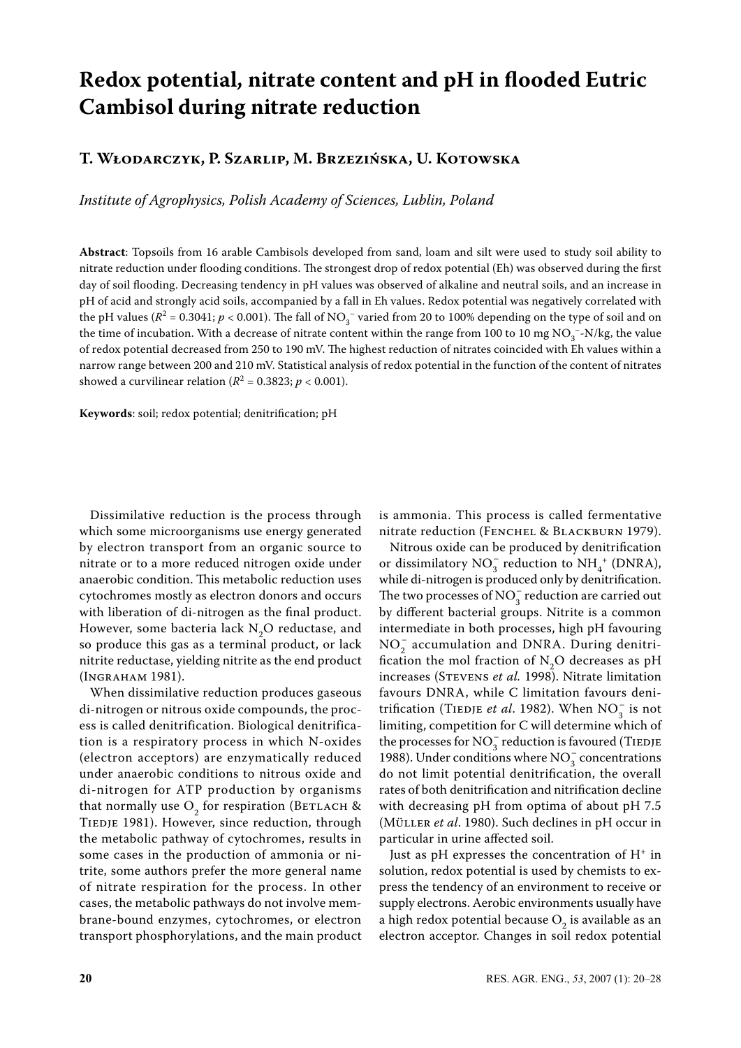# Redox potential, nitrate content and pH in flooded Eutric Cambisol during nitrate reduction

## T. Włodarczyk, P. Szarlip, M. Brzezińska, U. Kotowska

*Institute of Agrophysics, Polish Academy of Sciences, Lublin, Poland*

**Abstract**: Topsoils from 16 arable Cambisols developed from sand, loam and silt were used to study soil ability to nitrate reduction under flooding conditions. The strongest drop of redox potential (Eh) was observed during the first day of soil flooding. Decreasing tendency in pH values was observed of alkaline and neutral soils, and an increase in pH of acid and strongly acid soils, accompanied by a fall in Eh values. Redox potential was negatively correlated with the pH values ($R^2 = 0.3041$; $p < 0.001$). The fall of $NO_3^-$ varied from 20 to 100% depending on the type of soil and on the time of incubation. With a decrease of nitrate content within the range from 100 to 10 mg $NO_3^-$-N/kg, the value of redox potential decreased from 250 to 190 mV. The highest reduction of nitrates coincided with Eh values within a narrow range between 200 and 210 mV. Statistical analysis of redox potential in the function of the content of nitrates showed a curvilinear relation ($R^2 = 0.3823$; $p < 0.001$).

**Keywords**: soil; redox potential; denitrification; pH

Dissimilative reduction is the process through which some microorganisms use energy generated by electron transport from an organic source to nitrate or to a more reduced nitrogen oxide under anaerobic condition. This metabolic reduction uses cytochromes mostly as electron donors and occurs with liberation of di-nitrogen as the final product. However, some bacteria lack $N_2O$ reductase, and so produce this gas as a terminal product, or lack nitrite reductase, yielding nitrite as the end product (Ingraham 1981).

When dissimilative reduction produces gaseous di-nitrogen or nitrous oxide compounds, the process is called denitrification. Biological denitrification is a respiratory process in which N-oxides (electron acceptors) are enzymatically reduced under anaerobic conditions to nitrous oxide and di-nitrogen for ATP production by organisms that normally use $O_2$ for respiration (Betlach & Tiedje 1981). However, since reduction, through the metabolic pathway of cytochromes, results in some cases in the production of ammonia or nitrite, some authors prefer the more general name of nitrate respiration for the process. In other cases, the metabolic pathways do not involve membrane-bound enzymes, cytochromes, or electron transport phosphorylations, and the main product is ammonia. This process is called fermentative nitrate reduction (Fenchel & Blackburn 1979).

Nitrous oxide can be produced by denitrification or dissimilatory $NO_3^-$ reduction to $NH_4^+$ (DNRA), while di-nitrogen is produced only by denitrification. The two processes of $NO_3^-$ reduction are carried out by different bacterial groups. Nitrite is a common intermediate in both processes, high pH favouring $NO_2^-$ accumulation and DNRA. During denitrification the mol fraction of $N_2O$ decreases as pH increases (Stevens *et al.* 1998). Nitrate limitation favours DNRA, while C limitation favours denitrification (Tiedje *et al*. 1982). When $NO_3^-$ is not limiting, competition for C will determine which of the processes for $NO_3^-$ reduction is favoured (Tiedje 1988). Under conditions where $NO_3^-$ concentrations do not limit potential denitrification, the overall rates of both denitrification and nitrification decline with decreasing pH from optima of about pH 7.5 (Müller *et al*. 1980). Such declines in pH occur in particular in urine affected soil.

Just as pH expresses the concentration of $H^+$ in solution, redox potential is used by chemists to express the tendency of an environment to receive or supply electrons. Aerobic environments usually have a high redox potential because $O_2$ is available as an electron acceptor. Changes in soil redox potential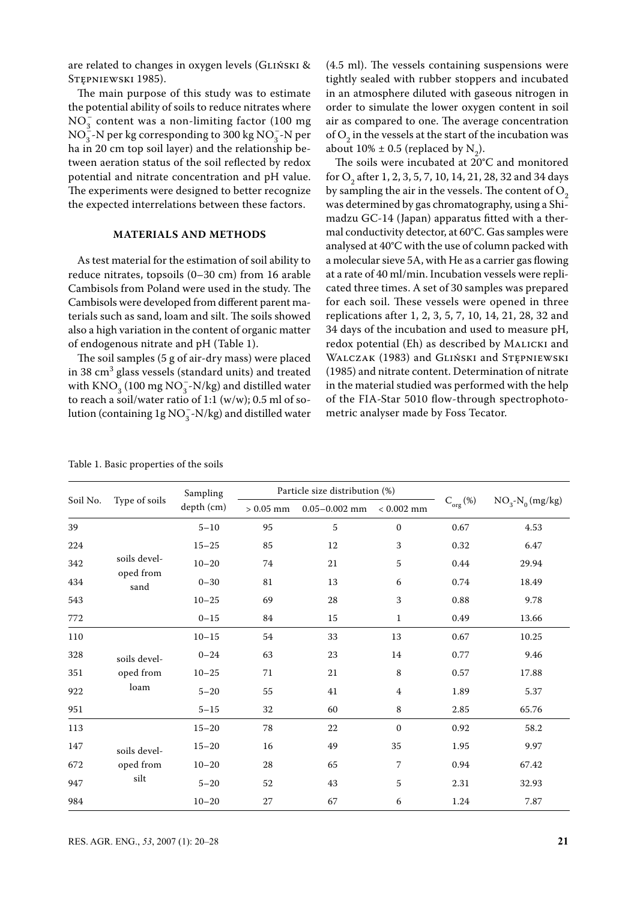are related to changes in oxygen levels (Gliński & Stępniewski 1985).

The main purpose of this study was to estimate the potential ability of soils to reduce nitrates where $NO_3^-$ content was a non-limiting factor (100 mg $NO_3^-$-N per kg corresponding to 300 kg $NO_3^-$-N per ha in 20 cm top soil layer) and the relationship between aeration status of the soil reflected by redox potential and nitrate concentration and pH value. The experiments were designed to better recognize the expected interrelations between these factors.

## MATERIALS AND METHODS

As test material for the estimation of soil ability to reduce nitrates, topsoils (0–30 cm) from 16 arable Cambisols from Poland were used in the study. The Cambisols were developed from different parent materials such as sand, loam and silt. The soils showed also a high variation in the content of organic matter of endogenous nitrate and pH (Table 1).

The soil samples (5 g of air-dry mass) were placed in 38 $cm^3$ glass vessels (standard units) and treated with $KNO_3$ (100 mg $NO_3^-$-N/kg) and distilled water to reach a soil/water ratio of 1:1 (w/w); 0.5 ml of solution (containing 1g $NO_3^-$-N/kg) and distilled water (4.5 ml). The vessels containing suspensions were tightly sealed with rubber stoppers and incubated in an atmosphere diluted with gaseous nitrogen in order to simulate the lower oxygen content in soil air as compared to one. The average concentration of $O_2$ in the vessels at the start of the incubation was about 10% ± 0.5 (replaced by $N_2$).

The soils were incubated at 20°C and monitored for $O_2$ after 1, 2, 3, 5, 7, 10, 14, 21, 28, 32 and 34 days by sampling the air in the vessels. The content of $O_2$ was determined by gas chromatography, using a Shimadzu GC-14 (Japan) apparatus fitted with a thermal conductivity detector, at 60°C. Gas samples were analysed at 40°C with the use of column packed with a molecular sieve 5A, with He as a carrier gas flowing at a rate of 40 ml/min. Incubation vessels were replicated three times. A set of 30 samples was prepared for each soil. These vessels were opened in three replications after 1, 2, 3, 5, 7, 10, 14, 21, 28, 32 and 34 days of the incubation and used to measure pH, redox potential (Eh) as described by Malicki and Walczak (1983) and Gliński and Stępniewski (1985) and nitrate content. Determination of nitrate in the material studied was performed with the help of the FIA-Star 5010 flow-through spectrophotometric analyser made by Foss Tecator.

Table 1. Basic properties of the soils

| Soil No. | Type of soils | Sampling depth (cm) | Particle size distribution (%) | | | $C_{org}$ (%) | $NO_3$-$N_0$ (mg/kg) |
|---|---|---|---|---|---|---|---|
| | | | > 0.05 mm | 0.05–0.002 mm | < 0.002 mm | | |
| 39 | soils developed from sand | 5–10 | 95 | 5 | 0 | 0.67 | 4.53 |
| 224 | | 15–25 | 85 | 12 | 3 | 0.32 | 6.47 |
| 342 | | 10–20 | 74 | 21 | 5 | 0.44 | 29.94 |
| 434 | | 0–30 | 81 | 13 | 6 | 0.74 | 18.49 |
| 543 | | 10–25 | 69 | 28 | 3 | 0.88 | 9.78 |
| 772 | | 0–15 | 84 | 15 | 1 | 0.49 | 13.66 |
| 110 | soils developed from loam | 10–15 | 54 | 33 | 13 | 0.67 | 10.25 |
| 328 | | 0–24 | 63 | 23 | 14 | 0.77 | 9.46 |
| 351 | | 10–25 | 71 | 21 | 8 | 0.57 | 17.88 |
| 922 | | 5–20 | 55 | 41 | 4 | 1.89 | 5.37 |
| 951 | | 5–15 | 32 | 60 | 8 | 2.85 | 65.76 |
| 113 | soils developed from silt | 15–20 | 78 | 22 | 0 | 0.92 | 58.2 |
| 147 | | 15–20 | 16 | 49 | 35 | 1.95 | 9.97 |
| 672 | | 10–20 | 28 | 65 | 7 | 0.94 | 67.42 |
| 947 | | 5–20 | 52 | 43 | 5 | 2.31 | 32.93 |
| 984 | | 10–20 | 27 | 67 | 6 | 1.24 | 7.87 |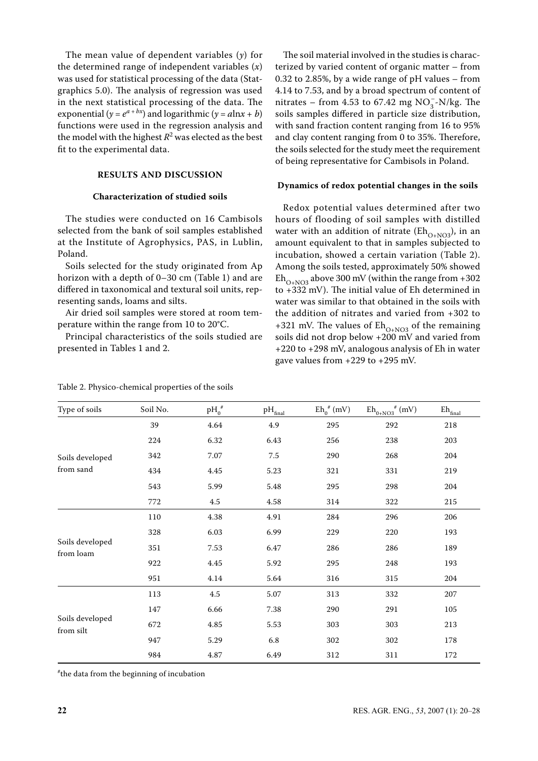The mean value of dependent variables ($y$) for the determined range of independent variables ($x$) was used for statistical processing of the data (Statgraphics 5.0). The analysis of regression was used in the next statistical processing of the data. The exponential ($y = e^{a + bx}$) and logarithmic ($y = a\ln x + b$) functions were used in the regression analysis and the model with the highest $R^2$ was elected as the best fit to the experimental data.

## RESULTS AND DISCUSSION

### Characterization of studied soils

The studies were conducted on 16 Cambisols selected from the bank of soil samples established at the Institute of Agrophysics, PAS, in Lublin, Poland.

Soils selected for the study originated from Ap horizon with a depth of 0–30 cm (Table 1) and are differed in taxonomical and textural soil units, representing sands, loams and silts.

Air dried soil samples were stored at room temperature within the range from 10 to 20°C.

Principal characteristics of the soils studied are presented in Tables 1 and 2.

The soil material involved in the studies is characterized by varied content of organic matter – from 0.32 to 2.85%, by a wide range of pH values – from 4.14 to 7.53, and by a broad spectrum of content of nitrates – from 4.53 to 67.42 mg $NO_3^-$-N/kg. The soils samples differed in particle size distribution, with sand fraction content ranging from 16 to 95% and clay content ranging from 0 to 35%. Therefore, the soils selected for the study meet the requirement of being representative for Cambisols in Poland.

### Dynamics of redox potential changes in the soils

Redox potential values determined after two hours of flooding of soil samples with distilled water with an addition of nitrate ($Eh_{O+NO3}$), in an amount equivalent to that in samples subjected to incubation, showed a certain variation (Table 2). Among the soils tested, approximately 50% showed $Eh_{O+NO3}$ above 300 mV (within the range from +302 to +332 mV). The initial value of Eh determined in water was similar to that obtained in the soils with the addition of nitrates and varied from +302 to +321 mV. The values of $Eh_{O+NO3}$ of the remaining soils did not drop below +200 mV and varied from +220 to +298 mV, analogous analysis of Eh in water gave values from +229 to +295 mV.

Table 2. Physico-chemical properties of the soils

| Type of soils | Soil No. | $pH_0^{\#}$ | $pH_{final}$ | $Eh_0^{\#}$ (mV) | $Eh_{0+NO3}^{\#}$ (mV) | $Eh_{final}$ |
|---|---|---|---|---|---|---|
| Soils developed from sand | 39 | 4.64 | 4.9 | 295 | 292 | 218 |
| | 224 | 6.32 | 6.43 | 256 | 238 | 203 |
| | 342 | 7.07 | 7.5 | 290 | 268 | 204 |
| | 434 | 4.45 | 5.23 | 321 | 331 | 219 |
| | 543 | 5.99 | 5.48 | 295 | 298 | 204 |
| | 772 | 4.5 | 4.58 | 314 | 322 | 215 |
| Soils developed from loam | 110 | 4.38 | 4.91 | 284 | 296 | 206 |
| | 328 | 6.03 | 6.99 | 229 | 220 | 193 |
| | 351 | 7.53 | 6.47 | 286 | 286 | 189 |
| | 922 | 4.45 | 5.92 | 295 | 248 | 193 |
| | 951 | 4.14 | 5.64 | 316 | 315 | 204 |
| Soils developed from silt | 113 | 4.5 | 5.07 | 313 | 332 | 207 |
| | 147 | 6.66 | 7.38 | 290 | 291 | 105 |
| | 672 | 4.85 | 5.53 | 303 | 303 | 213 |
| | 947 | 5.29 | 6.8 | 302 | 302 | 178 |
| | 984 | 4.87 | 6.49 | 312 | 311 | 172 |

#the data from the beginning of incubation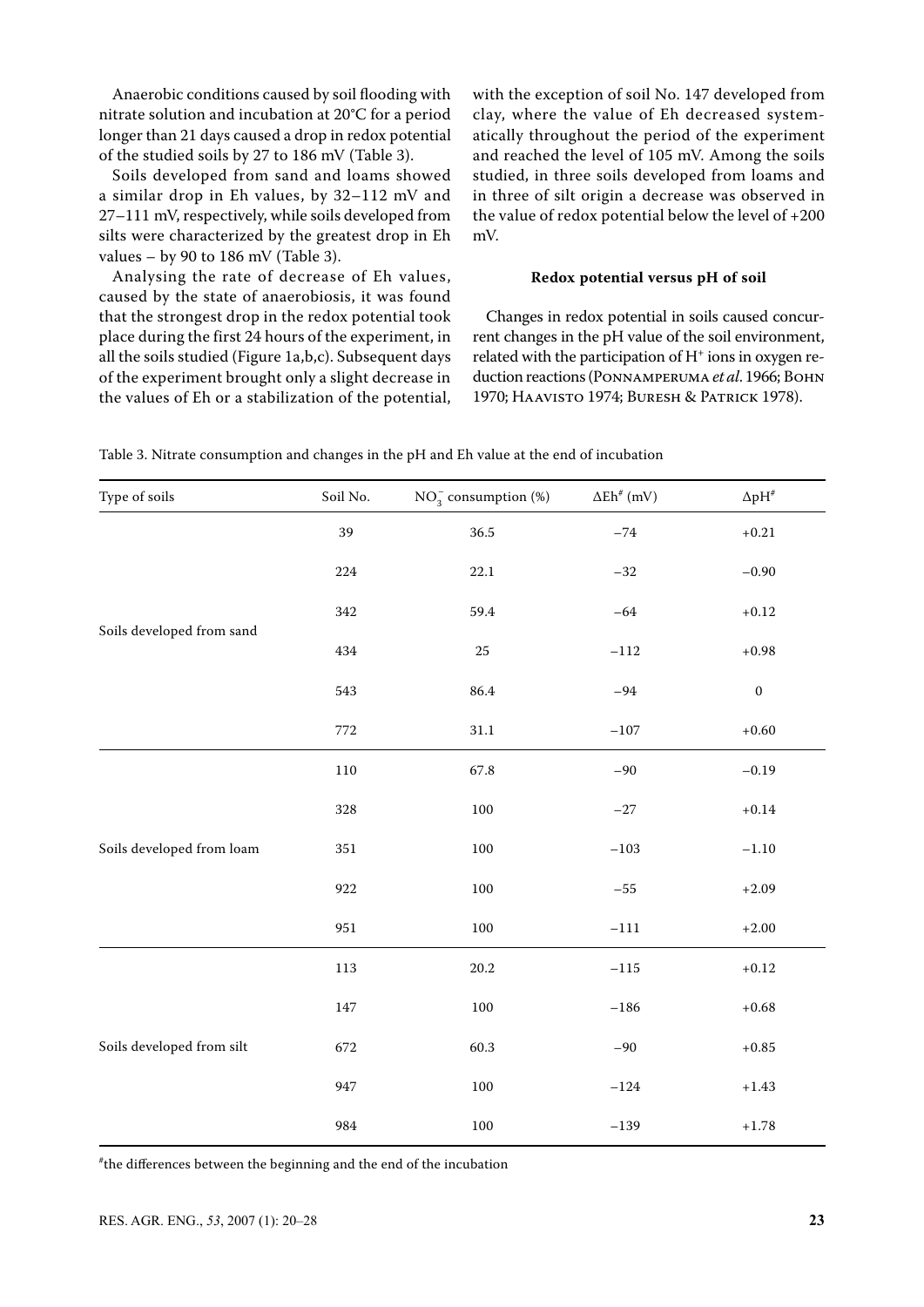Anaerobic conditions caused by soil flooding with nitrate solution and incubation at 20°C for a period longer than 21 days caused a drop in redox potential of the studied soils by 27 to 186 mV (Table 3).

Soils developed from sand and loams showed a similar drop in Eh values, by 32–112 mV and 27–111 mV, respectively, while soils developed from silts were characterized by the greatest drop in Eh values – by 90 to 186 mV (Table 3).

Analysing the rate of decrease of Eh values, caused by the state of anaerobiosis, it was found that the strongest drop in the redox potential took place during the first 24 hours of the experiment, in all the soils studied (Figure 1a,b,c). Subsequent days of the experiment brought only a slight decrease in the values of Eh or a stabilization of the potential, with the exception of soil No. 147 developed from clay, where the value of Eh decreased systematically throughout the period of the experiment and reached the level of 105 mV. Among the soils studied, in three soils developed from loams and in three of silt origin a decrease was observed in the value of redox potential below the level of +200 mV.

#### Redox potential versus pH of soil

Changes in redox potential in soils caused concurrent changes in the pH value of the soil environment, related with the participation of $H^+$ ions in oxygen reduction reactions (Ponnamperuma *et al*. 1966; Bohn 1970; Haavisto 1974; Buresh & Patrick 1978).

Table 3. Nitrate consumption and changes in the pH and Eh value at the end of incubation

| Type of soils | Soil No. | $NO_3^-$ consumption (%) | $\Delta Eh^{\#}$ (mV) | $\Delta pH^{\#}$ |
|---|---|---|---|---|
| Soils developed from sand | 39 | 36.5 | −74 | +0.21 |
| | 224 | 22.1 | −32 | −0.90 |
| | 342 | 59.4 | −64 | +0.12 |
| | 434 | 25 | −112 | +0.98 |
| | 543 | 86.4 | −94 | 0 |
| | 772 | 31.1 | −107 | +0.60 |
| Soils developed from loam | 110 | 67.8 | −90 | −0.19 |
| | 328 | 100 | −27 | +0.14 |
| | 351 | 100 | −103 | −1.10 |
| | 922 | 100 | −55 | +2.09 |
| | 951 | 100 | −111 | +2.00 |
| Soils developed from silt | 113 | 20.2 | −115 | +0.12 |
| | 147 | 100 | −186 | +0.68 |
| | 672 | 60.3 | −90 | +0.85 |
| | 947 | 100 | −124 | +1.43 |
| | 984 | 100 | −139 | +1.78 |

[#]the differences between the beginning and the end of the incubation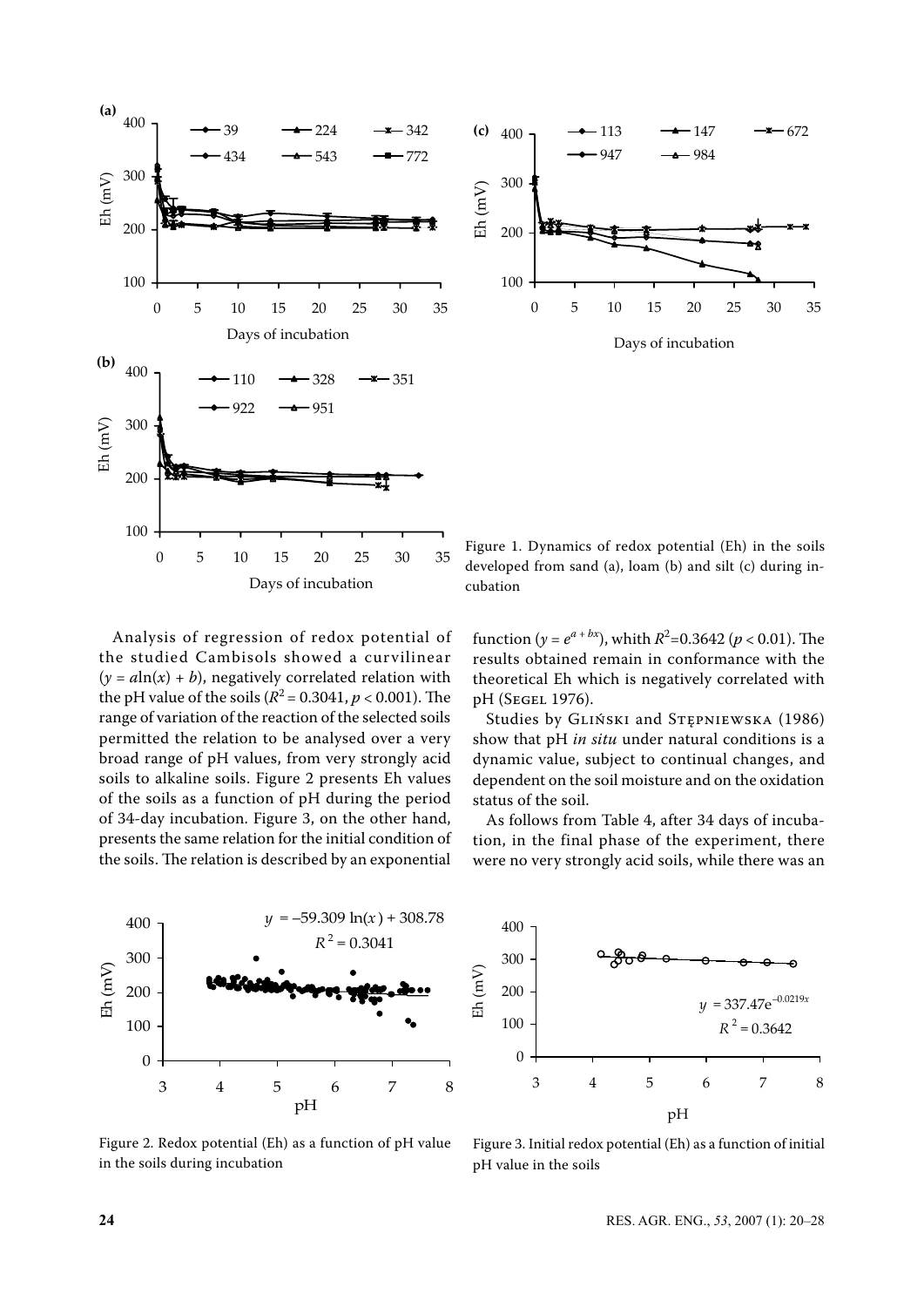Figure 1. Dynamics of redox potential (Eh) in the soils developed from sand (a), loam (b) and silt (c) during incubation

Analysis of regression of redox potential of the studied Cambisols showed a curvilinear ($y = a\ln(x) + b$), negatively correlated relation with the pH value of the soils ($R^2 = 0.3041$, $p < 0.001$). The range of variation of the reaction of the selected soils permitted the relation to be analysed over a very broad range of pH values, from very strongly acid soils to alkaline soils. Figure 2 presents Eh values of the soils as a function of pH during the period of 34-day incubation. Figure 3, on the other hand, presents the same relation for the initial condition of the soils. The relation is described by an exponential function ($y = e^{a + bx}$), whith $R^2$=0.3642 ($p < 0.01$). The results obtained remain in conformance with the theoretical Eh which is negatively correlated with pH (Segel 1976).

Studies by Gliński and Stępniewska (1986) show that pH *in situ* under natural conditions is a dynamic value, subject to continual changes, and dependent on the soil moisture and on the oxidation status of the soil.

As follows from Table 4, after 34 days of incubation, in the final phase of the experiment, there were no very strongly acid soils, while there was an

Figure 2. Redox potential (Eh) as a function of pH value in the soils during incubation

Figure 3. Initial redox potential (Eh) as a function of initial pH value in the soils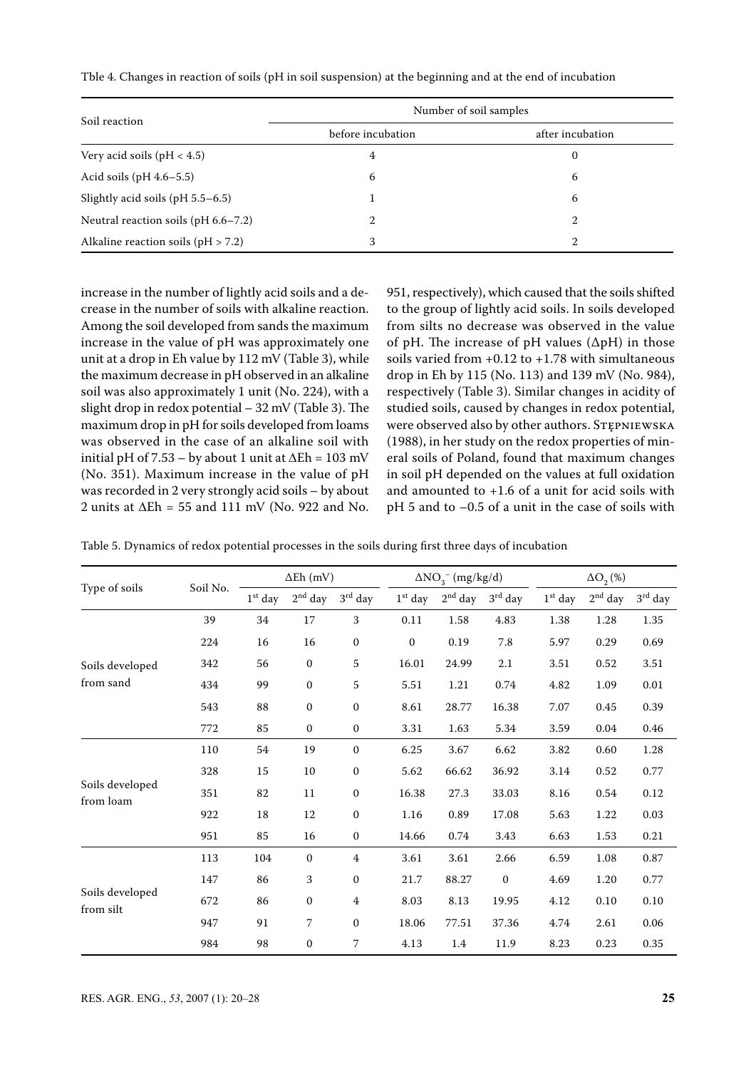Tble 4. Changes in reaction of soils (pH in soil suspension) at the beginning and at the end of incubation

| Soil reaction | Number of soil samples | |
|---|---|---|
| | before incubation | after incubation |
| Very acid soils (pH < 4.5) | 4 | 0 |
| Acid soils (pH 4.6–5.5) | 6 | 6 |
| Slightly acid soils (pH 5.5–6.5) | 1 | 6 |
| Neutral reaction soils (pH 6.6–7.2) | 2 | 2 |
| Alkaline reaction soils (pH > 7.2) | 3 | 2 |

increase in the number of lightly acid soils and a decrease in the number of soils with alkaline reaction. Among the soil developed from sands the maximum increase in the value of pH was approximately one unit at a drop in Eh value by 112 mV (Table 3), while the maximum decrease in pH observed in an alkaline soil was also approximately 1 unit (No. 224), with a slight drop in redox potential – 32 mV (Table 3). The maximum drop in pH for soils developed from loams was observed in the case of an alkaline soil with initial pH of 7.53 – by about 1 unit at $\Delta Eh = 103$ mV (No. 351). Maximum increase in the value of pH was recorded in 2 very strongly acid soils – by about 2 units at $\Delta Eh = 55$ and 111 mV (No. 922 and No. 951, respectively), which caused that the soils shifted to the group of lightly acid soils. In soils developed from silts no decrease was observed in the value of pH. The increase of pH values ($\Delta pH$) in those soils varied from +0.12 to +1.78 with simultaneous drop in Eh by 115 (No. 113) and 139 mV (No. 984), respectively (Table 3). Similar changes in acidity of studied soils, caused by changes in redox potential, were observed also by other authors. Stępniewska (1988), in her study on the redox properties of mineral soils of Poland, found that maximum changes in soil pH depended on the values at full oxidation and amounted to +1.6 of a unit for acid soils with pH 5 and to –0.5 of a unit in the case of soils with

Table 5. Dynamics of redox potential processes in the soils during first three days of incubation

| Type of soils | Soil No. | $\Delta Eh$ (mV) | | | $\Delta NO_3^-$ (mg/kg/d) | | | $\Delta O_2$ (%) | | |
|---|---|---|---|---|---|---|---|---|---|---|
| | | 1st day | 2nd day | 3rd day | 1st day | 2nd day | 3rd day | 1st day | 2nd day | 3rd day |
| Soils developed from sand | 39 | 34 | 17 | 3 | 0.11 | 1.58 | 4.83 | 1.38 | 1.28 | 1.35 |
| | 224 | 16 | 16 | 0 | 0 | 0.19 | 7.8 | 5.97 | 0.29 | 0.69 |
| | 342 | 56 | 0 | 5 | 16.01 | 24.99 | 2.1 | 3.51 | 0.52 | 3.51 |
| | 434 | 99 | 0 | 5 | 5.51 | 1.21 | 0.74 | 4.82 | 1.09 | 0.01 |
| | 543 | 88 | 0 | 0 | 8.61 | 28.77 | 16.38 | 7.07 | 0.45 | 0.39 |
| | 772 | 85 | 0 | 0 | 3.31 | 1.63 | 5.34 | 3.59 | 0.04 | 0.46 |
| Soils developed from loam | 110 | 54 | 19 | 0 | 6.25 | 3.67 | 6.62 | 3.82 | 0.60 | 1.28 |
| | 328 | 15 | 10 | 0 | 5.62 | 66.62 | 36.92 | 3.14 | 0.52 | 0.77 |
| | 351 | 82 | 11 | 0 | 16.38 | 27.3 | 33.03 | 8.16 | 0.54 | 0.12 |
| | 922 | 18 | 12 | 0 | 1.16 | 0.89 | 17.08 | 5.63 | 1.22 | 0.03 |
| | 951 | 85 | 16 | 0 | 14.66 | 0.74 | 3.43 | 6.63 | 1.53 | 0.21 |
| Soils developed from silt | 113 | 104 | 0 | 4 | 3.61 | 3.61 | 2.66 | 6.59 | 1.08 | 0.87 |
| | 147 | 86 | 3 | 0 | 21.7 | 88.27 | 0 | 4.69 | 1.20 | 0.77 |
| | 672 | 86 | 0 | 4 | 8.03 | 8.13 | 19.95 | 4.12 | 0.10 | 0.10 |
| | 947 | 91 | 7 | 0 | 18.06 | 77.51 | 37.36 | 4.74 | 2.61 | 0.06 |
| | 984 | 98 | 0 | 7 | 4.13 | 1.4 | 11.9 | 8.23 | 0.23 | 0.35 |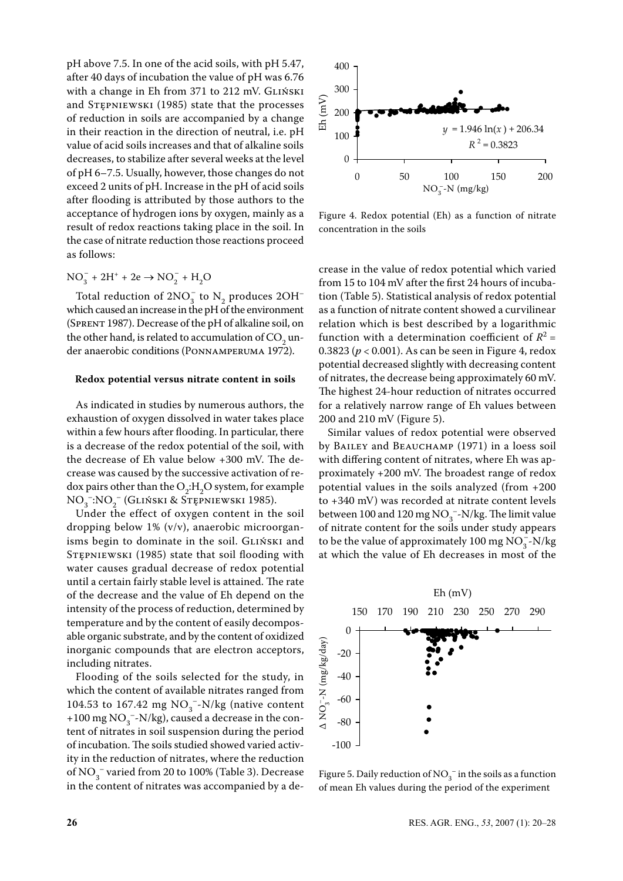pH above 7.5. In one of the acid soils, with pH 5.47, after 40 days of incubation the value of pH was 6.76 with a change in Eh from 371 to 212 mV. Gliński and Stępniewski (1985) state that the processes of reduction in soils are accompanied by a change in their reaction in the direction of neutral, i.e. pH value of acid soils increases and that of alkaline soils decreases, to stabilize after several weeks at the level of pH 6–7.5. Usually, however, those changes do not exceed 2 units of pH. Increase in the pH of acid soils after flooding is attributed by those authors to the acceptance of hydrogen ions by oxygen, mainly as a result of redox reactions taking place in the soil. In the case of nitrate reduction those reactions proceed as follows:

$$NO_3^- + 2H^+ + 2e \rightarrow NO_2^- + H_2O$$

Total reduction of $2NO_3^-$ to $N_2$ produces $2OH^-$ which caused an increase in the pH of the environment (Sprent 1987). Decrease of the pH of alkaline soil, on the other hand, is related to accumulation of $CO_2$ under anaerobic conditions (Ponnamperuma 1972).

### Redox potential versus nitrate content in soils

As indicated in studies by numerous authors, the exhaustion of oxygen dissolved in water takes place within a few hours after flooding. In particular, there is a decrease of the redox potential of the soil, with the decrease of Eh value below +300 mV. The decrease was caused by the successive activation of redox pairs other than the $O_2$:$H_2O$ system, for example $NO_3^-$:$NO_2^-$ (Gliński & Stępniewski 1985).

Under the effect of oxygen content in the soil dropping below 1% (v/v), anaerobic microorganisms begin to dominate in the soil. Gliński and Stępniewski (1985) state that soil flooding with water causes gradual decrease of redox potential until a certain fairly stable level is attained. The rate of the decrease and the value of Eh depend on the intensity of the process of reduction, determined by temperature and by the content of easily decomposable organic substrate, and by the content of oxidized inorganic compounds that are electron acceptors, including nitrates.

Flooding of the soils selected for the study, in which the content of available nitrates ranged from 104.53 to 167.42 mg $NO_3^-$-N/kg (native content +100 mg $NO_3^-$-N/kg), caused a decrease in the content of nitrates in soil suspension during the period of incubation. The soils studied showed varied activity in the reduction of nitrates, where the reduction of $NO_3^-$ varied from 20 to 100% (Table 3). Decrease in the content of nitrates was accompanied by a decrease in the value of redox potential which varied from 15 to 104 mV after the first 24 hours of incubation (Table 5). Statistical analysis of redox potential as a function of nitrate content showed a curvilinear relation which is best described by a logarithmic function with a determination coefficient of $R^2$ = 0.3823 ($p < 0.001$). As can be seen in Figure 4, redox potential decreased slightly with decreasing content of nitrates, the decrease being approximately 60 mV. The highest 24-hour reduction of nitrates occurred for a relatively narrow range of Eh values between 200 and 210 mV (Figure 5).

Figure 4. Redox potential (Eh) as a function of nitrate concentration in the soils

Similar values of redox potential were observed by Bailey and Beauchamp (1971) in a loess soil with differing content of nitrates, where Eh was approximately +200 mV. The broadest range of redox potential values in the soils analyzed (from +200 to +340 mV) was recorded at nitrate content levels between 100 and 120 mg $NO_3^-$-N/kg. The limit value of nitrate content for the soils under study appears to be the value of approximately 100 mg $NO_3^-$-N/kg at which the value of Eh decreases in most of the

Figure 5. Daily reduction of $NO_3^-$ in the soils as a function of mean Eh values during the period of the experiment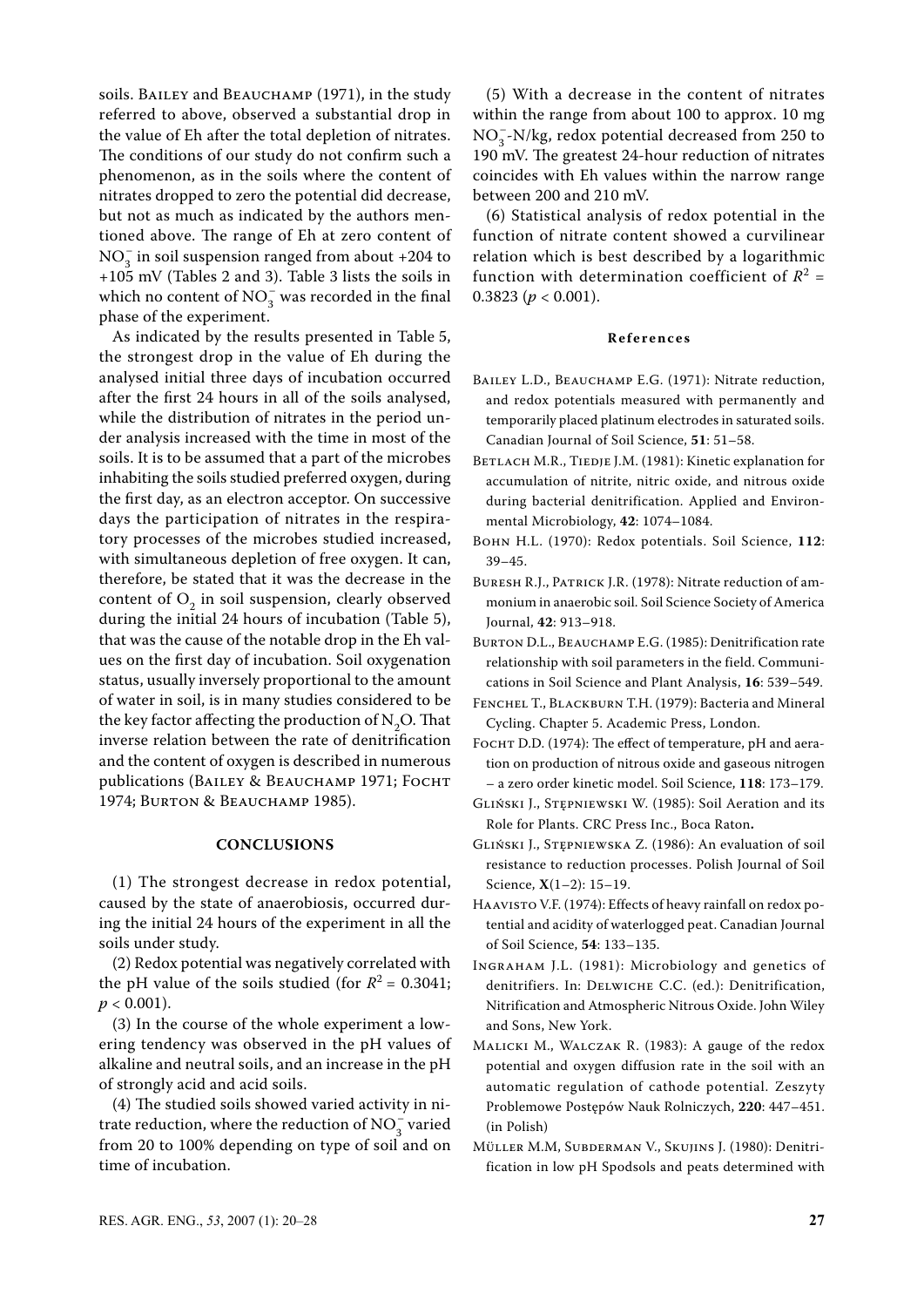soils. Bailey and Beauchamp (1971), in the study referred to above, observed a substantial drop in the value of Eh after the total depletion of nitrates. The conditions of our study do not confirm such a phenomenon, as in the soils where the content of nitrates dropped to zero the potential did decrease, but not as much as indicated by the authors mentioned above. The range of Eh at zero content of $NO_3^-$ in soil suspension ranged from about +204 to +105 mV (Tables 2 and 3). Table 3 lists the soils in which no content of $NO_3^-$ was recorded in the final phase of the experiment.

As indicated by the results presented in Table 5, the strongest drop in the value of Eh during the analysed initial three days of incubation occurred after the first 24 hours in all of the soils analysed, while the distribution of nitrates in the period under analysis increased with the time in most of the soils. It is to be assumed that a part of the microbes inhabiting the soils studied preferred oxygen, during the first day, as an electron acceptor. On successive days the participation of nitrates in the respiratory processes of the microbes studied increased, with simultaneous depletion of free oxygen. It can, therefore, be stated that it was the decrease in the content of $O_2$ in soil suspension, clearly observed during the initial 24 hours of incubation (Table 5), that was the cause of the notable drop in the Eh values on the first day of incubation. Soil oxygenation status, usually inversely proportional to the amount of water in soil, is in many studies considered to be the key factor affecting the production of $N_2O$. That inverse relation between the rate of denitrification and the content of oxygen is described in numerous publications (Bailey & Beauchamp 1971; Focht 1974; Burton & Beauchamp 1985).

## CONCLUSIONS

(1) The strongest decrease in redox potential, caused by the state of anaerobiosis, occurred during the initial 24 hours of the experiment in all the soils under study.

(2) Redox potential was negatively correlated with the pH value of the soils studied (for $R^2 = 0.3041$; $p < 0.001$).

(3) In the course of the whole experiment a lowering tendency was observed in the pH values of alkaline and neutral soils, and an increase in the pH of strongly acid and acid soils.

(4) The studied soils showed varied activity in nitrate reduction, where the reduction of $NO_3^-$ varied from 20 to 100% depending on type of soil and on time of incubation.

(5) With a decrease in the content of nitrates within the range from about 100 to approx. 10 mg $NO_3^-$-N/kg, redox potential decreased from 250 to 190 mV. The greatest 24-hour reduction of nitrates coincides with Eh values within the narrow range between 200 and 210 mV.

(6) Statistical analysis of redox potential in the function of nitrate content showed a curvilinear relation which is best described by a logarithmic function with determination coefficient of $R^2$ = 0.3823 ($p < 0.001$).

### References

Bailey L.D., Beauchamp E.G. (1971): Nitrate reduction, and redox potentials measured with permanently and temporarily placed platinum electrodes in saturated soils. Canadian Journal of Soil Science, **51**: 51–58.

Betlach M.R., Tiedje J.M. (1981): Kinetic explanation for accumulation of nitrite, nitric oxide, and nitrous oxide during bacterial denitrification. Applied and Environmental Microbiology, **42**: 1074–1084.

Bohn H.L. (1970): Redox potentials. Soil Science, **112**: 39–45.

Buresh R.J., Patrick J.R. (1978): Nitrate reduction of ammonium in anaerobic soil. Soil Science Society of America Journal, **42**: 913–918.

Burton D.L., Beauchamp E.G. (1985): Denitrification rate relationship with soil parameters in the field. Communications in Soil Science and Plant Analysis, **16**: 539–549.

Fenchel T., Blackburn T.H. (1979): Bacteria and Mineral Cycling. Chapter 5. Academic Press, London.

Focht D.D. (1974): The effect of temperature, pH and aeration on production of nitrous oxide and gaseous nitrogen – a zero order kinetic model. Soil Science, **118**: 173–179.

Gliński J., Stępniewski W. (1985): Soil Aeration and its Role for Plants. CRC Press Inc., Boca Raton.

Gliński J., Stępniewska Z. (1986): An evaluation of soil resistance to reduction processes. Polish Journal of Soil Science, **X**(1–2): 15–19.

Haavisto V.F. (1974): Effects of heavy rainfall on redox potential and acidity of waterlogged peat. Canadian Journal of Soil Science, **54**: 133–135.

Ingraham J.L. (1981): Microbiology and genetics of denitrifiers. In: Delwiche C.C. (ed.): Denitrification, Nitrification and Atmospheric Nitrous Oxide. John Wiley and Sons, New York.

Malicki M., Walczak R. (1983): A gauge of the redox potential and oxygen diffusion rate in the soil with an automatic regulation of cathode potential. Zeszyty Problemowe Postępów Nauk Rolniczych, **220**: 447–451. (in Polish)

Müller M.M, Subderman V., Skujins J. (1980): Denitrification in low pH Spodsols and peats determined with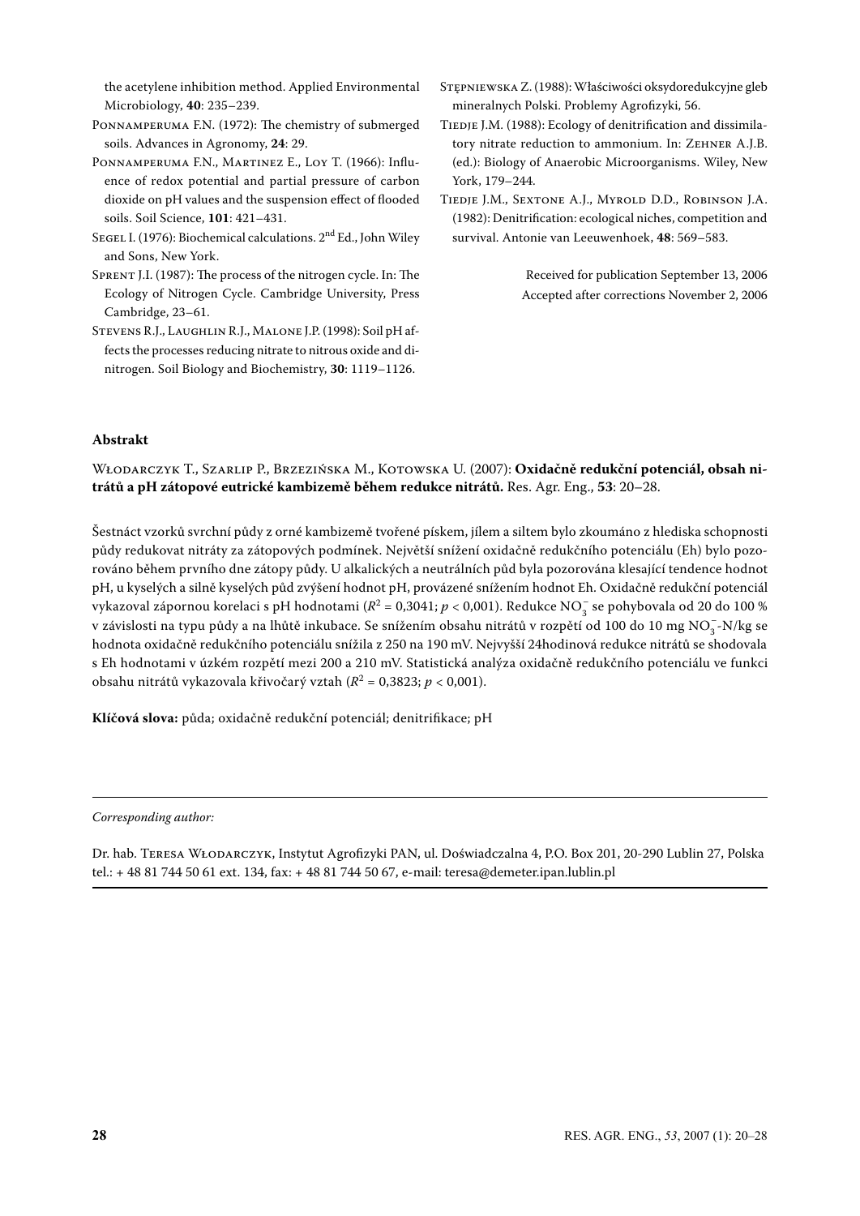the acetylene inhibition method. Applied Environmental Microbiology, **40**: 235–239.

Ponnamperuma F.N. (1972): The chemistry of submerged soils. Advances in Agronomy, **24**: 29.

Ponnamperuma F.N., Martinez E., Loy T. (1966): Influence of redox potential and partial pressure of carbon dioxide on pH values and the suspension effect of flooded soils. Soil Science, **101**: 421–431.

Segel I. (1976): Biochemical calculations. 2nd Ed., John Wiley and Sons, New York.

Sprent J.I. (1987): The process of the nitrogen cycle. In: The Ecology of Nitrogen Cycle. Cambridge University, Press Cambridge, 23–61.

Stevens R.J., Laughlin R.J., Malone J.P. (1998): Soil pH affects the processes reducing nitrate to nitrous oxide and dinitrogen. Soil Biology and Biochemistry, **30**: 1119–1126.

Stępniewska Z. (1988): Właściwości oksydoredukcyjne gleb mineralnych Polski. Problemy Agrofizyki, 56.

Tiedje J.M. (1988): Ecology of denitrification and dissimilatory nitrate reduction to ammonium. In: Zehner A.J.B. (ed.): Biology of Anaerobic Microorganisms. Wiley, New York, 179–244.

Tiedje J.M., Sextone A.J., Myrold D.D., Robinson J.A. (1982): Denitrification: ecological niches, competition and survival. Antonie van Leeuwenhoek, **48**: 569–583.

Received for publication September 13, 2006
Accepted after corrections November 2, 2006

## Abstrakt

Włodarczyk T., Szarlip P., Brzezińska M., Kotowska U. (2007): **Oxidačně redukční potenciál, obsah nitrátů a pH zátopové eutrické kambizemě během redukce nitrátů.** Res. Agr. Eng., **53**: 20–28.

Šestnáct vzorků svrchní půdy z orné kambizemě tvořené pískem, jílem a siltem bylo zkoumáno z hlediska schopnosti půdy redukovat nitráty za zátopových podmínek. Největší snížení oxidačně redukčního potenciálu (Eh) bylo pozorováno během prvního dne zátopy půdy. U alkalických a neutrálních půd byla pozorována klesající tendence hodnot pH, u kyselých a silně kyselých půd zvýšení hodnot pH, provázené snížením hodnot Eh. Oxidačně redukční potenciál vykazoval zápornou korelaci s pH hodnotami ($R^2$ = 0,3041; $p$ < 0,001). Redukce $NO_3^-$ se pohybovala od 20 do 100 % v závislosti na typu půdy a na lhůtě inkubace. Se snížením obsahu nitrátů v rozpětí od 100 do 10 mg $NO_3^-$-N/kg se hodnota oxidačně redukčního potenciálu snížila z 250 na 190 mV. Nejvyšší 24hodinová redukce nitrátů se shodovala s Eh hodnotami v úzkém rozpětí mezi 200 a 210 mV. Statistická analýza oxidačně redukčního potenciálu ve funkci obsahu nitrátů vykazovala křivočarý vztah ($R^2$ = 0,3823; $p$ < 0,001).

**Klíčová slova:** půda; oxidačně redukční potenciál; denitrifikace; pH

*Corresponding author:*

Dr. hab. Teresa Włodarczyk, Instytut Agrofizyki PAN, ul. Doświadczalna 4, P.O. Box 201, 20-290 Lublin 27, Polska
tel.: + 48 81 744 50 61 ext. 134, fax: + 48 81 744 50 67, e-mail: teresa@demeter.ipan.lublin.pl